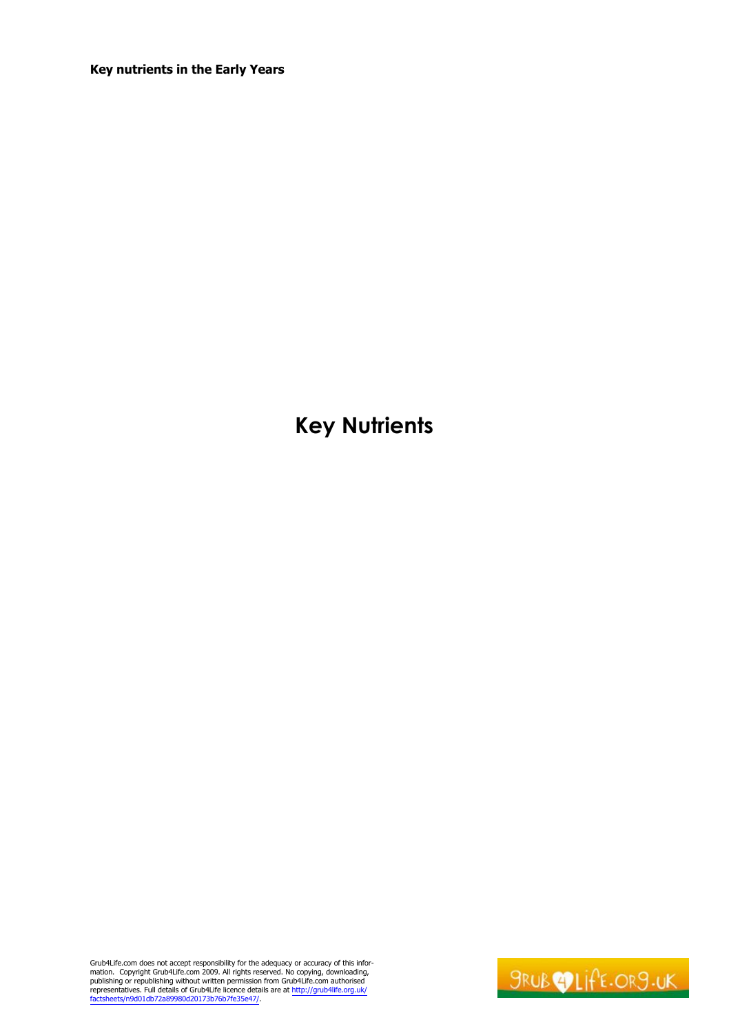**Key nutrients in the Early Years**

# Key Nutrients

Grub4Life.com does not accept responsibility for the adequacy or accuracy of this information. Copyright Grub4Life.com 2009. All rights reserved. No copying, downloading, publishing or republishing without written permission from Grub4Life.com authorised representatives. Full details of Grub4Life licence details are at http://grub4life.org.uk/factsheets/n9d01db72a89980d20173b76b7fe35e47/.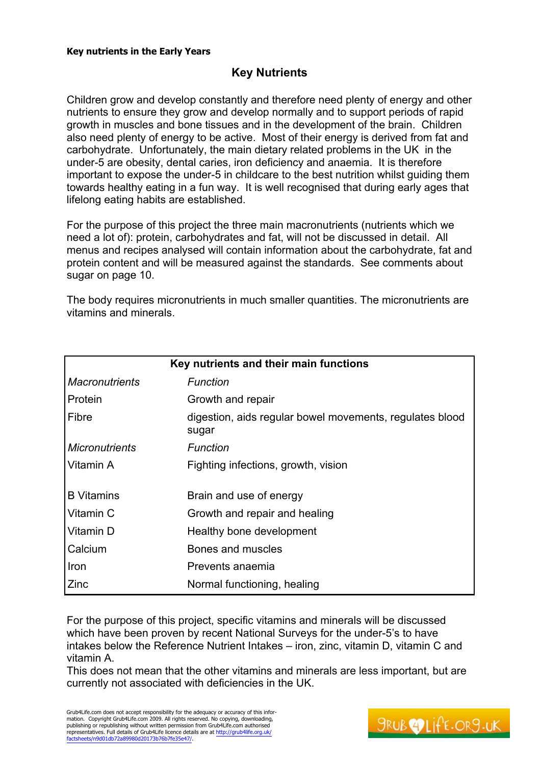**Key nutrients in the Early Years**

## Key Nutrients

Children grow and develop constantly and therefore need plenty of energy and other nutrients to ensure they grow and develop normally and to support periods of rapid growth in muscles and bone tissues and in the development of the brain. Children also need plenty of energy to be active. Most of their energy is derived from fat and carbohydrate. Unfortunately, the main dietary related problems in the UK in the under-5 are obesity, dental caries, iron deficiency and anaemia. It is therefore important to expose the under-5 in childcare to the best nutrition whilst guiding them towards healthy eating in a fun way. It is well recognised that during early ages that lifelong eating habits are established.

For the purpose of this project the three main macronutrients (nutrients which we need a lot of): protein, carbohydrates and fat, will not be discussed in detail. All menus and recipes analysed will contain information about the carbohydrate, fat and protein content and will be measured against the standards. See comments about sugar on page 10.

The body requires micronutrients in much smaller quantities. The micronutrients are vitamins and minerals.

| Key nutrients and their main functions | |
|---|---|
| *Macronutrients* | *Function* |
| Protein | Growth and repair |
| Fibre | digestion, aids regular bowel movements, regulates blood sugar |
| *Micronutrients* | *Function* |
| Vitamin A | Fighting infections, growth, vision |
| B Vitamins | Brain and use of energy |
| Vitamin C | Growth and repair and healing |
| Vitamin D | Healthy bone development |
| Calcium | Bones and muscles |
| Iron | Prevents anaemia |
| Zinc | Normal functioning, healing |

For the purpose of this project, specific vitamins and minerals will be discussed which have been proven by recent National Surveys for the under-5's to have intakes below the Reference Nutrient Intakes – iron, zinc, vitamin D, vitamin C and vitamin A.
This does not mean that the other vitamins and minerals are less important, but are currently not associated with deficiencies in the UK.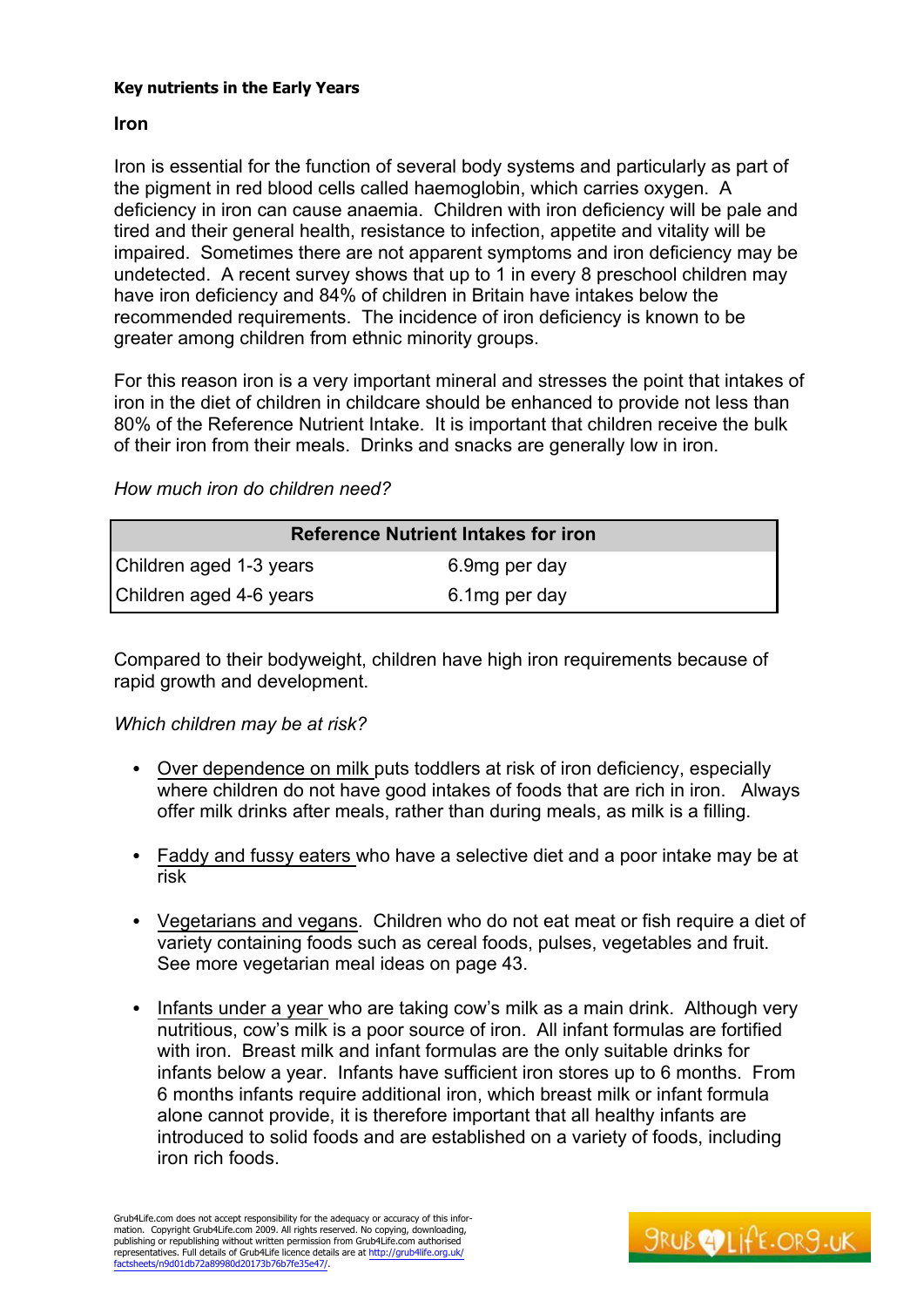**Key nutrients in the Early Years**

## Iron

Iron is essential for the function of several body systems and particularly as part of the pigment in red blood cells called haemoglobin, which carries oxygen. A deficiency in iron can cause anaemia. Children with iron deficiency will be pale and tired and their general health, resistance to infection, appetite and vitality will be impaired. Sometimes there are not apparent symptoms and iron deficiency may be undetected. A recent survey shows that up to 1 in every 8 preschool children may have iron deficiency and 84% of children in Britain have intakes below the recommended requirements. The incidence of iron deficiency is known to be greater among children from ethnic minority groups.

For this reason iron is a very important mineral and stresses the point that intakes of iron in the diet of children in childcare should be enhanced to provide not less than 80% of the Reference Nutrient Intake. It is important that children receive the bulk of their iron from their meals. Drinks and snacks are generally low in iron.

*How much iron do children need?*

| Reference Nutrient Intakes for iron | |
|---|---|
| Children aged 1-3 years | 6.9mg per day |
| Children aged 4-6 years | 6.1mg per day |

Compared to their bodyweight, children have high iron requirements because of rapid growth and development.

*Which children may be at risk?*

- Over dependence on milk puts toddlers at risk of iron deficiency, especially where children do not have good intakes of foods that are rich in iron. Always offer milk drinks after meals, rather than during meals, as milk is a filling.
- Faddy and fussy eaters who have a selective diet and a poor intake may be at risk
- Vegetarians and vegans. Children who do not eat meat or fish require a diet of variety containing foods such as cereal foods, pulses, vegetables and fruit. See more vegetarian meal ideas on page 43.
- Infants under a year who are taking cow's milk as a main drink. Although very nutritious, cow's milk is a poor source of iron. All infant formulas are fortified with iron. Breast milk and infant formulas are the only suitable drinks for infants below a year. Infants have sufficient iron stores up to 6 months. From 6 months infants require additional iron, which breast milk or infant formula alone cannot provide, it is therefore important that all healthy infants are introduced to solid foods and are established on a variety of foods, including iron rich foods.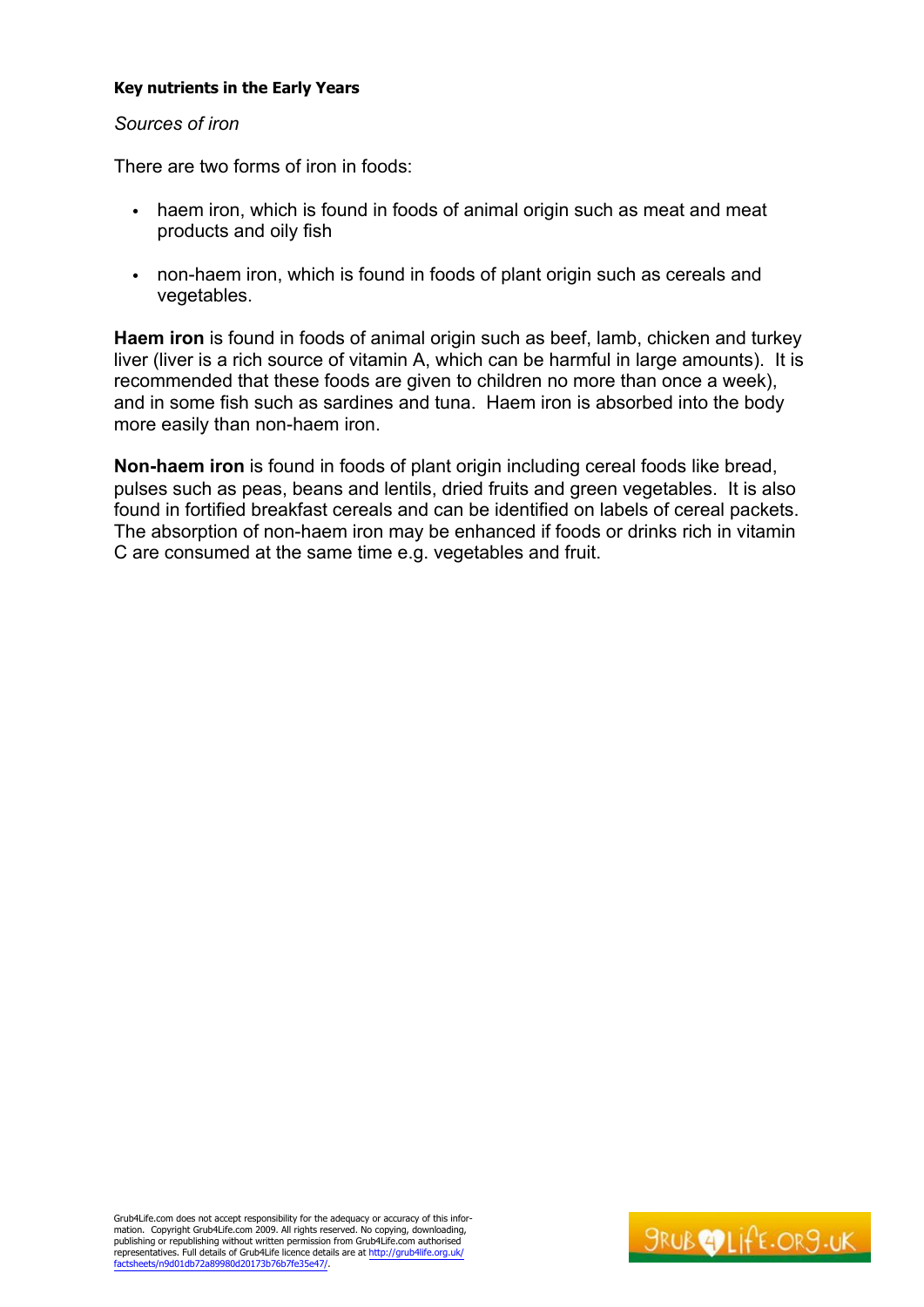**Key nutrients in the Early Years**

*Sources of iron*

There are two forms of iron in foods:

- haem iron, which is found in foods of animal origin such as meat and meat products and oily fish
- non-haem iron, which is found in foods of plant origin such as cereals and vegetables.

**Haem iron** is found in foods of animal origin such as beef, lamb, chicken and turkey liver (liver is a rich source of vitamin A, which can be harmful in large amounts). It is recommended that these foods are given to children no more than once a week), and in some fish such as sardines and tuna. Haem iron is absorbed into the body more easily than non-haem iron.

**Non-haem iron** is found in foods of plant origin including cereal foods like bread, pulses such as peas, beans and lentils, dried fruits and green vegetables. It is also found in fortified breakfast cereals and can be identified on labels of cereal packets. The absorption of non-haem iron may be enhanced if foods or drinks rich in vitamin C are consumed at the same time e.g. vegetables and fruit.

Grub4Life.com does not accept responsibility for the adequacy or accuracy of this information. Copyright Grub4Life.com 2009. All rights reserved. No copying, downloading, publishing or republishing without written permission from Grub4Life.com authorised representatives. Full details of Grub4Life licence details are at http://grub4life.org.uk/factsheets/n9d01db72a89980d20173b76b7fe35e47/.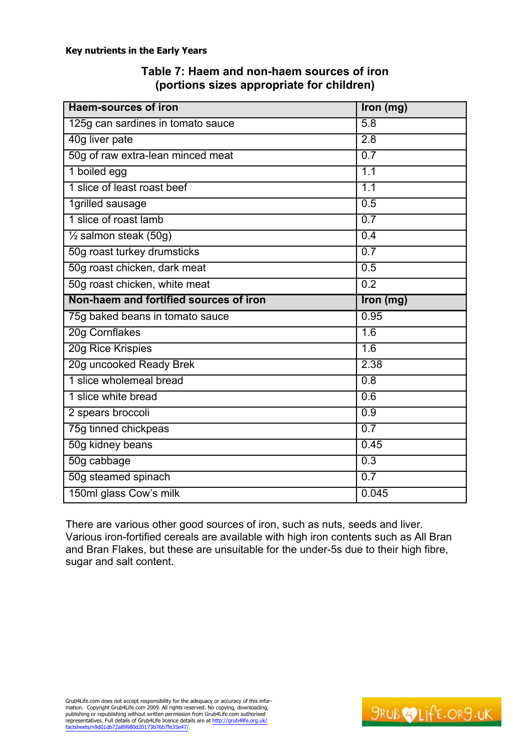## Table 7: Haem and non-haem sources of iron (portions sizes appropriate for children)

| Haem-sources of iron | Iron (mg) |
|---|---|
| 125g can sardines in tomato sauce | 5.8 |
| 40g liver pate | 2.8 |
| 50g of raw extra-lean minced meat | 0.7 |
| 1 boiled egg | 1.1 |
| 1 slice of least roast beef | 1.1 |
| 1grilled sausage | 0.5 |
| 1 slice of roast lamb | 0.7 |
| ½ salmon steak (50g) | 0.4 |
| 50g roast turkey drumsticks | 0.7 |
| 50g roast chicken, dark meat | 0.5 |
| 50g roast chicken, white meat | 0.2 |
| **Non-haem and fortified sources of iron** | **Iron (mg)** |
| 75g baked beans in tomato sauce | 0.95 |
| 20g Cornflakes | 1.6 |
| 20g Rice Krispies | 1.6 |
| 20g uncooked Ready Brek | 2.38 |
| 1 slice wholemeal bread | 0.8 |
| 1 slice white bread | 0.6 |
| 2 spears broccoli | 0.9 |
| 75g tinned chickpeas | 0.7 |
| 50g kidney beans | 0.45 |
| 50g cabbage | 0.3 |
| 50g steamed spinach | 0.7 |
| 150ml glass Cow's milk | 0.045 |

There are various other good sources of iron, such as nuts, seeds and liver. Various iron-fortified cereals are available with high iron contents such as All Bran and Bran Flakes, but these are unsuitable for the under-5s due to their high fibre, sugar and salt content.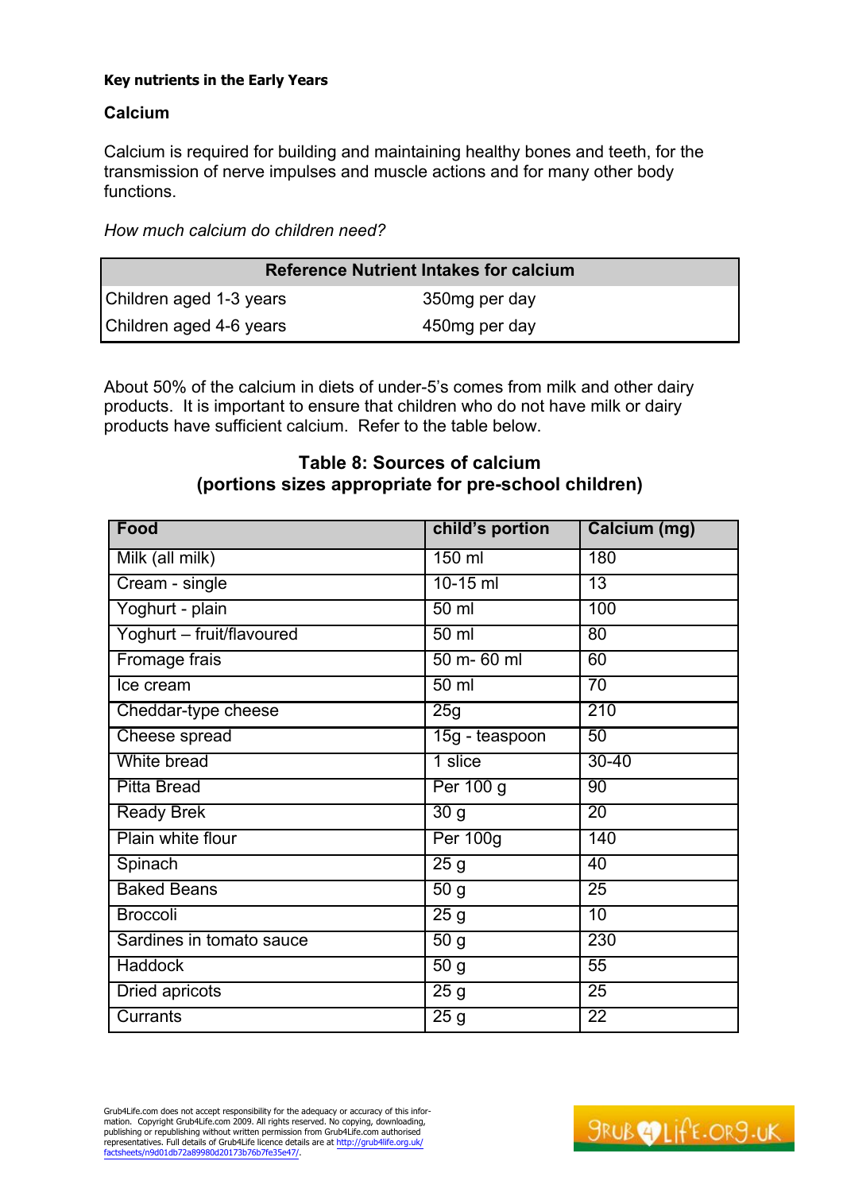**Key nutrients in the Early Years**

## Calcium

Calcium is required for building and maintaining healthy bones and teeth, for the transmission of nerve impulses and muscle actions and for many other body functions.

*How much calcium do children need?*

| Reference Nutrient Intakes for calcium | |
|---|---|
| Children aged 1-3 years | 350mg per day |
| Children aged 4-6 years | 450mg per day |

About 50% of the calcium in diets of under-5's comes from milk and other dairy products. It is important to ensure that children who do not have milk or dairy products have sufficient calcium. Refer to the table below.

### Table 8: Sources of calcium (portions sizes appropriate for pre-school children)

| Food | child's portion | Calcium (mg) |
|---|---|---|
| Milk (all milk) | 150 ml | 180 |
| Cream - single | 10-15 ml | 13 |
| Yoghurt - plain | 50 ml | 100 |
| Yoghurt – fruit/flavoured | 50 ml | 80 |
| Fromage frais | 50 m- 60 ml | 60 |
| Ice cream | 50 ml | 70 |
| Cheddar-type cheese | 25g | 210 |
| Cheese spread | 15g - teaspoon | 50 |
| White bread | 1 slice | 30-40 |
| Pitta Bread | Per 100 g | 90 |
| Ready Brek | 30 g | 20 |
| Plain white flour | Per 100g | 140 |
| Spinach | 25 g | 40 |
| Baked Beans | 50 g | 25 |
| Broccoli | 25 g | 10 |
| Sardines in tomato sauce | 50 g | 230 |
| Haddock | 50 g | 55 |
| Dried apricots | 25 g | 25 |
| Currants | 25 g | 22 |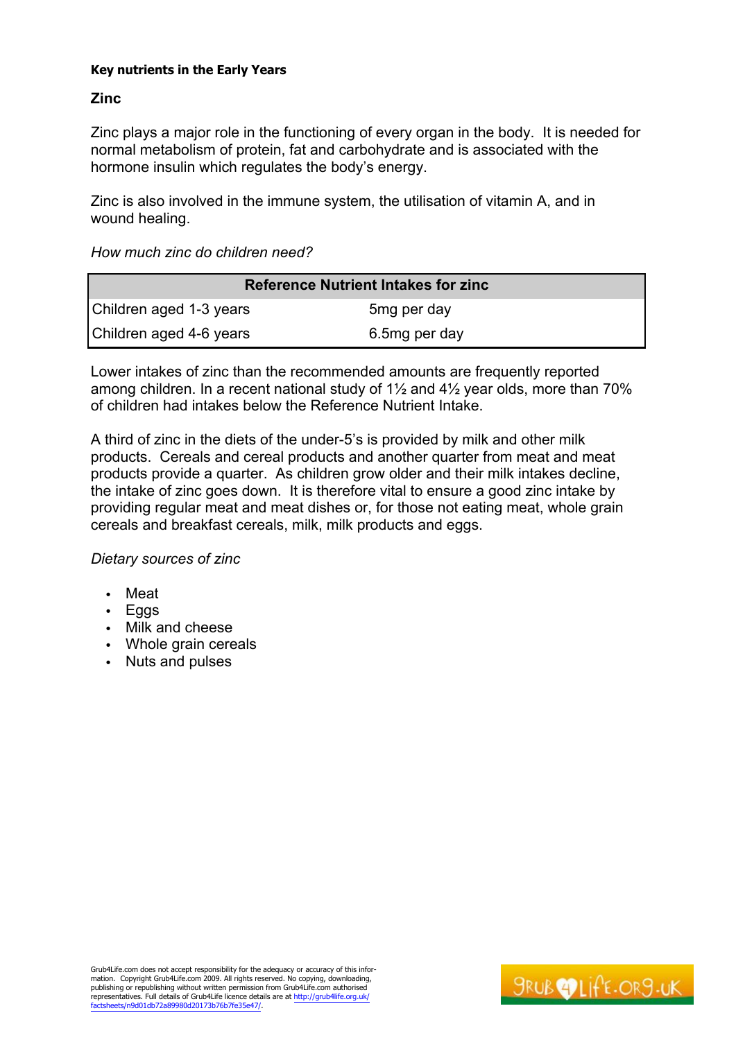**Key nutrients in the Early Years**

## Zinc

Zinc plays a major role in the functioning of every organ in the body. It is needed for normal metabolism of protein, fat and carbohydrate and is associated with the hormone insulin which regulates the body's energy.

Zinc is also involved in the immune system, the utilisation of vitamin A, and in wound healing.

*How much zinc do children need?*

| Reference Nutrient Intakes for zinc | |
|---|---|
| Children aged 1-3 years | 5mg per day |
| Children aged 4-6 years | 6.5mg per day |

Lower intakes of zinc than the recommended amounts are frequently reported among children. In a recent national study of 1½ and 4½ year olds, more than 70% of children had intakes below the Reference Nutrient Intake.

A third of zinc in the diets of the under-5's is provided by milk and other milk products. Cereals and cereal products and another quarter from meat and meat products provide a quarter. As children grow older and their milk intakes decline, the intake of zinc goes down. It is therefore vital to ensure a good zinc intake by providing regular meat and meat dishes or, for those not eating meat, whole grain cereals and breakfast cereals, milk, milk products and eggs.

*Dietary sources of zinc*

- Meat
- Eggs
- Milk and cheese
- Whole grain cereals
- Nuts and pulses

Grub4Life.com does not accept responsibility for the adequacy or accuracy of this information. Copyright Grub4Life.com 2009. All rights reserved. No copying, downloading, publishing or republishing without written permission from Grub4Life.com authorised representatives. Full details of Grub4Life licence details are at http://grub4life.org.uk/factsheets/n9d01db72a89980d20173b76b7fe35e47/.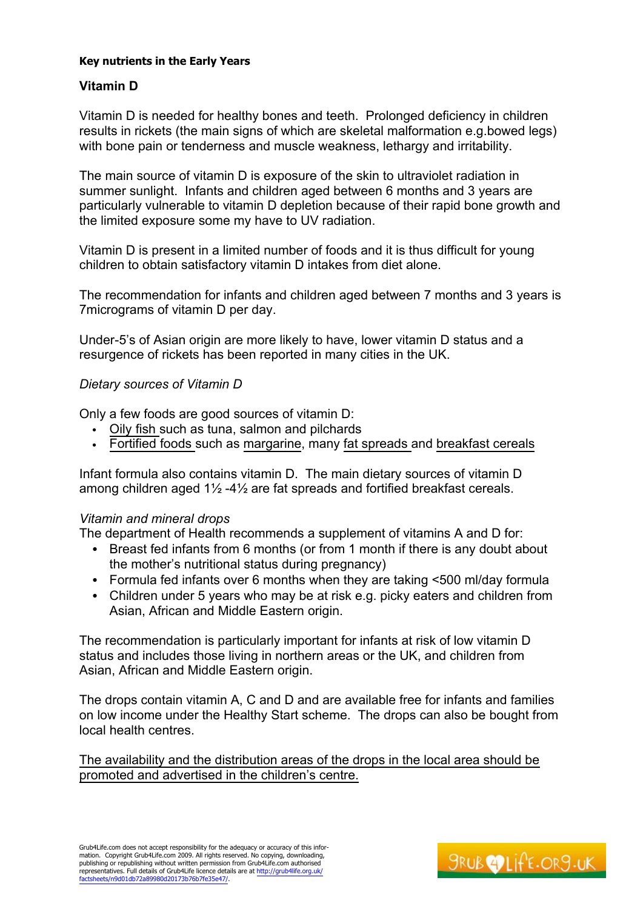**Key nutrients in the Early Years**

## Vitamin D

Vitamin D is needed for healthy bones and teeth. Prolonged deficiency in children results in rickets (the main signs of which are skeletal malformation e.g.bowed legs) with bone pain or tenderness and muscle weakness, lethargy and irritability.

The main source of vitamin D is exposure of the skin to ultraviolet radiation in summer sunlight. Infants and children aged between 6 months and 3 years are particularly vulnerable to vitamin D depletion because of their rapid bone growth and the limited exposure some my have to UV radiation.

Vitamin D is present in a limited number of foods and it is thus difficult for young children to obtain satisfactory vitamin D intakes from diet alone.

The recommendation for infants and children aged between 7 months and 3 years is 7micrograms of vitamin D per day.

Under-5's of Asian origin are more likely to have, lower vitamin D status and a resurgence of rickets has been reported in many cities in the UK.

*Dietary sources of Vitamin D*

Only a few foods are good sources of vitamin D:

- Oily fish such as tuna, salmon and pilchards
- Fortified foods such as margarine, many fat spreads and breakfast cereals

Infant formula also contains vitamin D. The main dietary sources of vitamin D among children aged 1½ -4½ are fat spreads and fortified breakfast cereals.

*Vitamin and mineral drops*

The department of Health recommends a supplement of vitamins A and D for:

- Breast fed infants from 6 months (or from 1 month if there is any doubt about the mother's nutritional status during pregnancy)
- Formula fed infants over 6 months when they are taking <500 ml/day formula
- Children under 5 years who may be at risk e.g. picky eaters and children from Asian, African and Middle Eastern origin.

The recommendation is particularly important for infants at risk of low vitamin D status and includes those living in northern areas or the UK, and children from Asian, African and Middle Eastern origin.

The drops contain vitamin A, C and D and are available free for infants and families on low income under the Healthy Start scheme. The drops can also be bought from local health centres.

The availability and the distribution areas of the drops in the local area should be promoted and advertised in the children's centre.

Grub4Life.com does not accept responsibility for the adequacy or accuracy of this information. Copyright Grub4Life.com 2009. All rights reserved. No copying, downloading, publishing or republishing without written permission from Grub4Life.com authorised representatives. Full details of Grub4Life licence details are at http://grub4life.org.uk/factsheets/n9d01db72a89980d20173b76b7fe35e47/.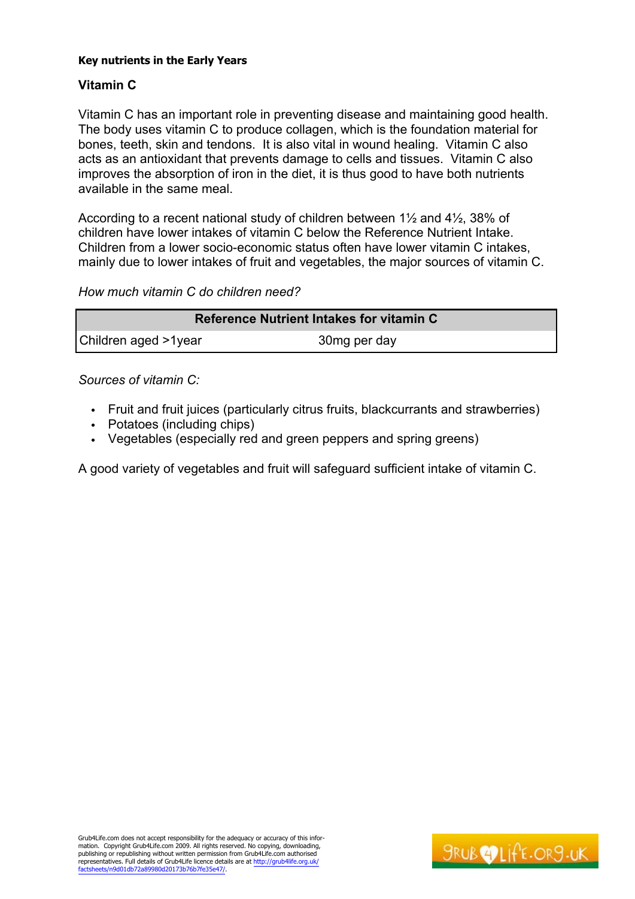**Key nutrients in the Early Years**

## Vitamin C

Vitamin C has an important role in preventing disease and maintaining good health. The body uses vitamin C to produce collagen, which is the foundation material for bones, teeth, skin and tendons. It is also vital in wound healing. Vitamin C also acts as an antioxidant that prevents damage to cells and tissues. Vitamin C also improves the absorption of iron in the diet, it is thus good to have both nutrients available in the same meal.

According to a recent national study of children between 1½ and 4½, 38% of children have lower intakes of vitamin C below the Reference Nutrient Intake. Children from a lower socio-economic status often have lower vitamin C intakes, mainly due to lower intakes of fruit and vegetables, the major sources of vitamin C.

*How much vitamin C do children need?*

| Reference Nutrient Intakes for vitamin C | |
|---|---|
| Children aged >1year | 30mg per day |

*Sources of vitamin C:*

- Fruit and fruit juices (particularly citrus fruits, blackcurrants and strawberries)
- Potatoes (including chips)
- Vegetables (especially red and green peppers and spring greens)

A good variety of vegetables and fruit will safeguard sufficient intake of vitamin C.

Grub4Life.com does not accept responsibility for the adequacy or accuracy of this information. Copyright Grub4Life.com 2009. All rights reserved. No copying, downloading, publishing or republishing without written permission from Grub4Life.com authorised representatives. Full details of Grub4Life licence details are at http://grub4life.org.uk/factsheets/n9d01db72a89980d20173b76b7fe35e47/.